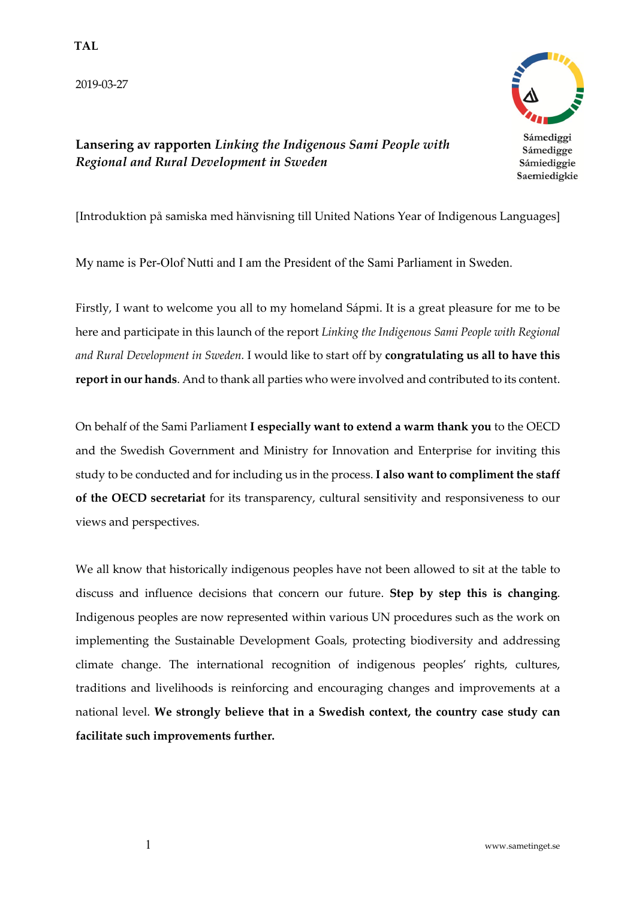**TAL**

2019-03-27

Sámediggi
Sámedigge
Sámiediggie
Saemiedigkie

**Lansering av rapporten** ***Linking the Indigenous Sami People with Regional and Rural Development in Sweden***

[Introduktion på samiska med hänvisning till United Nations Year of Indigenous Languages]

My name is Per-Olof Nutti and I am the President of the Sami Parliament in Sweden.

Firstly, I want to welcome you all to my homeland Sápmi. It is a great pleasure for me to be here and participate in this launch of the report *Linking the Indigenous Sami People with Regional and Rural Development in Sweden*. I would like to start off by **congratulating us all to have this report in our hands**. And to thank all parties who were involved and contributed to its content.

On behalf of the Sami Parliament **I especially want to extend a warm thank you** to the OECD and the Swedish Government and Ministry for Innovation and Enterprise for inviting this study to be conducted and for including us in the process. **I also want to compliment the staff of the OECD secretariat** for its transparency, cultural sensitivity and responsiveness to our views and perspectives.

We all know that historically indigenous peoples have not been allowed to sit at the table to discuss and influence decisions that concern our future. **Step by step this is changing**. Indigenous peoples are now represented within various UN procedures such as the work on implementing the Sustainable Development Goals, protecting biodiversity and addressing climate change. The international recognition of indigenous peoples' rights, cultures, traditions and livelihoods is reinforcing and encouraging changes and improvements at a national level. **We strongly believe that in a Swedish context, the country case study can facilitate such improvements further.**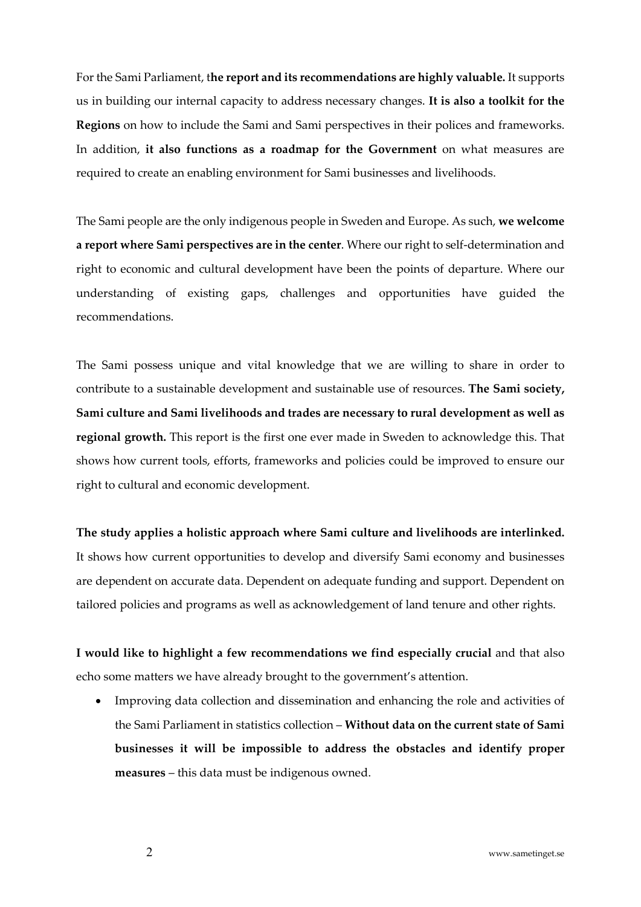For the Sami Parliament, t**he report and its recommendations are highly valuable.** It supports us in building our internal capacity to address necessary changes. **It is also a toolkit for the Regions** on how to include the Sami and Sami perspectives in their polices and frameworks. In addition, **it also functions as a roadmap for the Government** on what measures are required to create an enabling environment for Sami businesses and livelihoods.

The Sami people are the only indigenous people in Sweden and Europe. As such, **we welcome a report where Sami perspectives are in the center**. Where our right to self-determination and right to economic and cultural development have been the points of departure. Where our understanding of existing gaps, challenges and opportunities have guided the recommendations.

The Sami possess unique and vital knowledge that we are willing to share in order to contribute to a sustainable development and sustainable use of resources. **The Sami society, Sami culture and Sami livelihoods and trades are necessary to rural development as well as regional growth.** This report is the first one ever made in Sweden to acknowledge this. That shows how current tools, efforts, frameworks and policies could be improved to ensure our right to cultural and economic development.

**The study applies a holistic approach where Sami culture and livelihoods are interlinked.** It shows how current opportunities to develop and diversify Sami economy and businesses are dependent on accurate data. Dependent on adequate funding and support. Dependent on tailored policies and programs as well as acknowledgement of land tenure and other rights.

**I would like to highlight a few recommendations we find especially crucial** and that also echo some matters we have already brought to the government's attention.

- Improving data collection and dissemination and enhancing the role and activities of the Sami Parliament in statistics collection – **Without data on the current state of Sami businesses it will be impossible to address the obstacles and identify proper measures** – this data must be indigenous owned.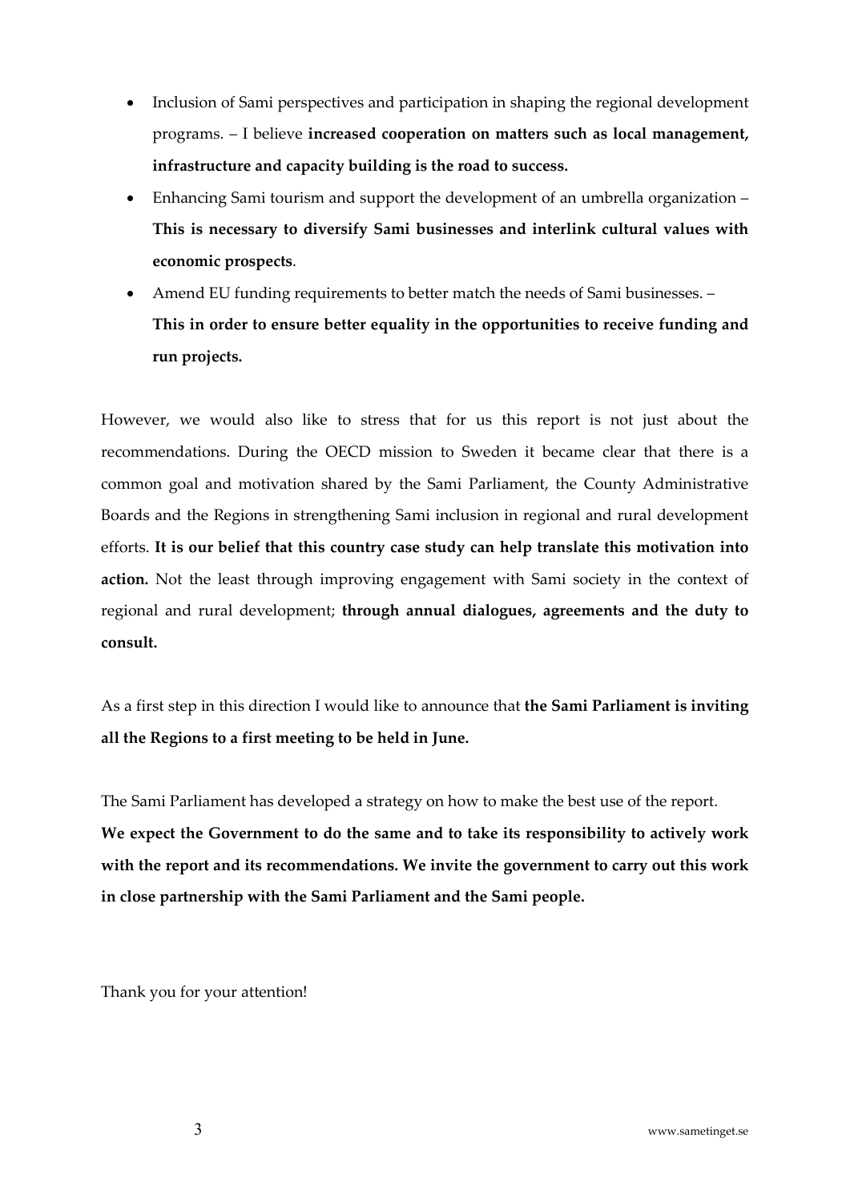- Inclusion of Sami perspectives and participation in shaping the regional development programs. – I believe **increased cooperation on matters such as local management, infrastructure and capacity building is the road to success.**
- Enhancing Sami tourism and support the development of an umbrella organization – **This is necessary to diversify Sami businesses and interlink cultural values with economic prospects**.
- Amend EU funding requirements to better match the needs of Sami businesses. – **This in order to ensure better equality in the opportunities to receive funding and run projects.**

However, we would also like to stress that for us this report is not just about the recommendations. During the OECD mission to Sweden it became clear that there is a common goal and motivation shared by the Sami Parliament, the County Administrative Boards and the Regions in strengthening Sami inclusion in regional and rural development efforts. **It is our belief that this country case study can help translate this motivation into action.** Not the least through improving engagement with Sami society in the context of regional and rural development; **through annual dialogues, agreements and the duty to consult.**

As a first step in this direction I would like to announce that **the Sami Parliament is inviting all the Regions to a first meeting to be held in June.**

The Sami Parliament has developed a strategy on how to make the best use of the report. **We expect the Government to do the same and to take its responsibility to actively work with the report and its recommendations. We invite the government to carry out this work in close partnership with the Sami Parliament and the Sami people.**

Thank you for your attention!